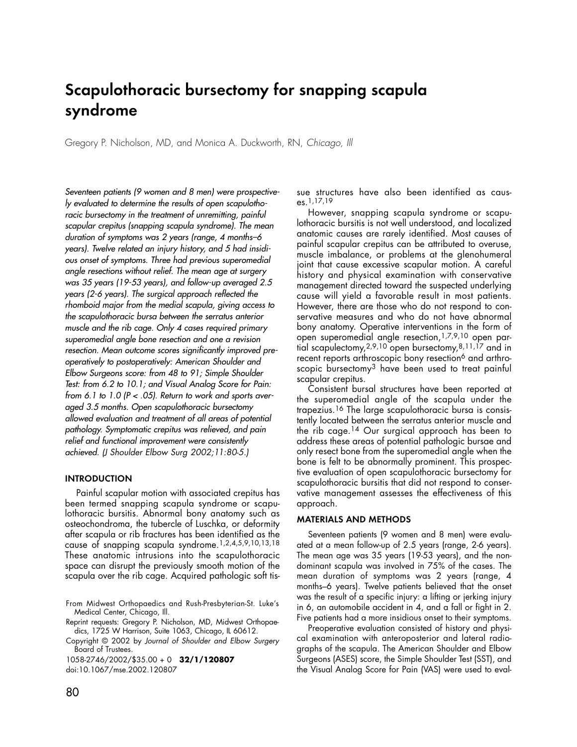# Scapulothoracic bursectomy for snapping scapula syndrome

Gregory P. Nicholson, MD, and Monica A. Duckworth, RN, *Chicago, Ill*

*Seventeen patients (9 women and 8 men) were prospectively evaluated to determine the results of open scapulothoracic bursectomy in the treatment of unremitting, painful scapular crepitus (snapping scapula syndrome). The mean duration of symptoms was 2 years (range, 4 months–6 years). Twelve related an injury history, and 5 had insidious onset of symptoms. Three had previous superomedial angle resections without relief. The mean age at surgery was 35 years (19-53 years), and follow-up averaged 2.5 years (2-6 years). The surgical approach reflected the rhomboid major from the medial scapula, giving access to the scapulothoracic bursa between the serratus anterior muscle and the rib cage. Only 4 cases required primary superomedial angle bone resection and one a revision resection. Mean outcome scores significantly improved preoperatively to postoperatively: American Shoulder and Elbow Surgeons score: from 48 to 91; Simple Shoulder Test: from 6.2 to 10.1; and Visual Analog Score for Pain: from 6.1 to 1.0 ($P < .05$). Return to work and sports averaged 3.5 months. Open scapulothoracic bursectomy allowed evaluation and treatment of all areas of potential pathology. Symptomatic crepitus was relieved, and pain relief and functional improvement were consistently achieved. (J Shoulder Elbow Surg 2002;11:80-5.)*

## INTRODUCTION

Painful scapular motion with associated crepitus has been termed snapping scapula syndrome or scapulothoracic bursitis. Abnormal bony anatomy such as osteochondroma, the tubercle of Luschka, or deformity after scapula or rib fractures has been identified as the cause of snapping scapula syndrome.[1,2,4,5,9,10,13,18] These anatomic intrusions into the scapulothoracic space can disrupt the previously smooth motion of the scapula over the rib cage. Acquired pathologic soft tissue structures have also been identified as causes.[1,17,19]

However, snapping scapula syndrome or scapulothoracic bursitis is not well understood, and localized anatomic causes are rarely identified. Most causes of painful scapular crepitus can be attributed to overuse, muscle imbalance, or problems at the glenohumeral joint that cause excessive scapular motion. A careful history and physical examination with conservative management directed toward the suspected underlying cause will yield a favorable result in most patients. However, there are those who do not respond to conservative measures and who do not have abnormal bony anatomy. Operative interventions in the form of open superomedial angle resection,[1,7,9,10] open partial scapulectomy,[2,9,10] open bursectomy,[8,11,17] and in recent reports arthroscopic bony resection[6] and arthroscopic bursectomy[3] have been used to treat painful scapular crepitus.

Consistent bursal structures have been reported at the superomedial angle of the scapula under the trapezius.[16] The large scapulothoracic bursa is consistently located between the serratus anterior muscle and the rib cage.[14] Our surgical approach has been to address these areas of potential pathologic bursae and only resect bone from the superomedial angle when the bone is felt to be abnormally prominent. This prospective evaluation of open scapulothoracic bursectomy for scapulothoracic bursitis that did not respond to conservative management assesses the effectiveness of this approach.

## MATERIALS AND METHODS

Seventeen patients (9 women and 8 men) were evaluated at a mean follow-up of 2.5 years (range, 2-6 years). The mean age was 35 years (19-53 years), and the nondominant scapula was involved in 75% of the cases. The mean duration of symptoms was 2 years (range, 4 months–6 years). Twelve patients believed that the onset was the result of a specific injury: a lifting or jerking injury in 6, an automobile accident in 4, and a fall or fight in 2. Five patients had a more insidious onset to their symptoms.

Preoperative evaluation consisted of history and physical examination with anteroposterior and lateral radiographs of the scapula. The American Shoulder and Elbow Surgeons (ASES) score, the Simple Shoulder Test (SST), and the Visual Analog Score for Pain (VAS) were used to eval-

From Midwest Orthopaedics and Rush-Presbyterian-St. Luke's Medical Center, Chicago, Ill.

Reprint requests: Gregory P. Nicholson, MD, Midwest Orthopaedics, 1725 W Harrison, Suite 1063, Chicago, IL 60612.

Copyright © 2002 by *Journal of Shoulder and Elbow Surgery* Board of Trustees.

1058-2746/2002/$35.00 + 0 **32/1/120807**

doi:10.1067/mse.2002.120807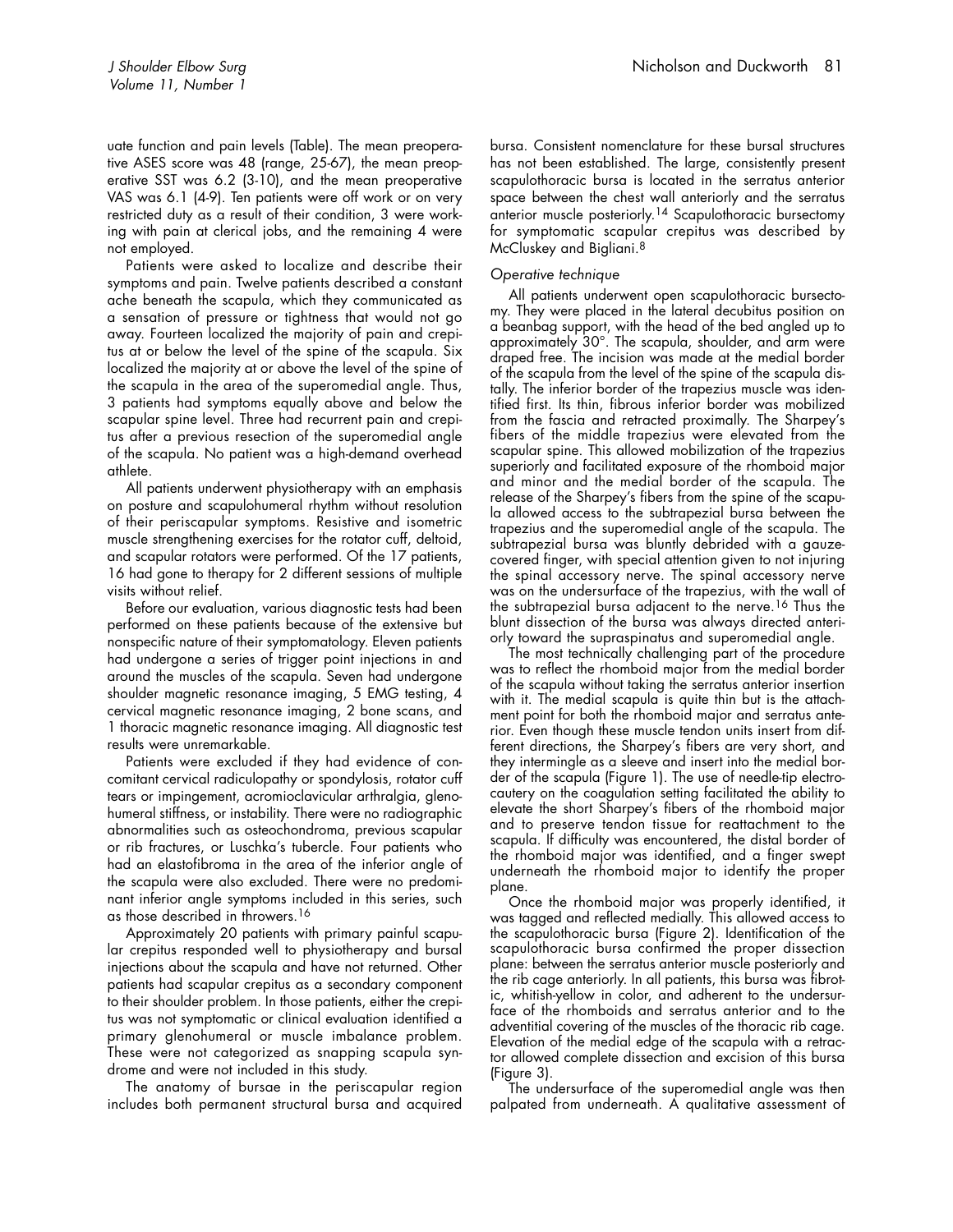uate function and pain levels (Table). The mean preoperative ASES score was 48 (range, 25-67), the mean preoperative SST was 6.2 (3-10), and the mean preoperative VAS was 6.1 (4-9). Ten patients were off work or on very restricted duty as a result of their condition, 3 were working with pain at clerical jobs, and the remaining 4 were not employed.

Patients were asked to localize and describe their symptoms and pain. Twelve patients described a constant ache beneath the scapula, which they communicated as a sensation of pressure or tightness that would not go away. Fourteen localized the majority of pain and crepitus at or below the level of the spine of the scapula. Six localized the majority at or above the level of the spine of the scapula in the area of the superomedial angle. Thus, 3 patients had symptoms equally above and below the scapular spine level. Three had recurrent pain and crepitus after a previous resection of the superomedial angle of the scapula. No patient was a high-demand overhead athlete.

All patients underwent physiotherapy with an emphasis on posture and scapulohumeral rhythm without resolution of their periscapular symptoms. Resistive and isometric muscle strengthening exercises for the rotator cuff, deltoid, and scapular rotators were performed. Of the 17 patients, 16 had gone to therapy for 2 different sessions of multiple visits without relief.

Before our evaluation, various diagnostic tests had been performed on these patients because of the extensive but nonspecific nature of their symptomatology. Eleven patients had undergone a series of trigger point injections in and around the muscles of the scapula. Seven had undergone shoulder magnetic resonance imaging, 5 EMG testing, 4 cervical magnetic resonance imaging, 2 bone scans, and 1 thoracic magnetic resonance imaging. All diagnostic test results were unremarkable.

Patients were excluded if they had evidence of concomitant cervical radiculopathy or spondylosis, rotator cuff tears or impingement, acromioclavicular arthralgia, glenohumeral stiffness, or instability. There were no radiographic abnormalities such as osteochondroma, previous scapular or rib fractures, or Luschka's tubercle. Four patients who had an elastofibroma in the area of the inferior angle of the scapula were also excluded. There were no predominant inferior angle symptoms included in this series, such as those described in throwers.[16]

Approximately 20 patients with primary painful scapular crepitus responded well to physiotherapy and bursal injections about the scapula and have not returned. Other patients had scapular crepitus as a secondary component to their shoulder problem. In those patients, either the crepitus was not symptomatic or clinical evaluation identified a primary glenohumeral or muscle imbalance problem. These were not categorized as snapping scapula syndrome and were not included in this study.

The anatomy of bursae in the periscapular region includes both permanent structural bursa and acquired bursa. Consistent nomenclature for these bursal structures has not been established. The large, consistently present scapulothoracic bursa is located in the serratus anterior space between the chest wall anteriorly and the serratus anterior muscle posteriorly.[14] Scapulothoracic bursectomy for symptomatic scapular crepitus was described by McCluskey and Bigliani.[8]

*Operative technique*

All patients underwent open scapulothoracic bursectomy. They were placed in the lateral decubitus position on a beanbag support, with the head of the bed angled up to approximately 30°. The scapula, shoulder, and arm were draped free. The incision was made at the medial border of the scapula from the level of the spine of the scapula distally. The inferior border of the trapezius muscle was identified first. Its thin, fibrous inferior border was mobilized from the fascia and retracted proximally. The Sharpey's fibers of the middle trapezius were elevated from the scapular spine. This allowed mobilization of the trapezius superiorly and facilitated exposure of the rhomboid major and minor and the medial border of the scapula. The release of the Sharpey's fibers from the spine of the scapula allowed access to the subtrapezial bursa between the trapezius and the superomedial angle of the scapula. The subtrapezial bursa was bluntly debrided with a gauze-covered finger, with special attention given to not injuring the spinal accessory nerve. The spinal accessory nerve was on the undersurface of the trapezius, with the wall of the subtrapezial bursa adjacent to the nerve.[16] Thus the blunt dissection of the bursa was always directed anteriorly toward the supraspinatus and superomedial angle.

The most technically challenging part of the procedure was to reflect the rhomboid major from the medial border of the scapula without taking the serratus anterior insertion with it. The medial scapula is quite thin but is the attachment point for both the rhomboid major and serratus anterior. Even though these muscle tendon units insert from different directions, the Sharpey's fibers are very short, and they intermingle as a sleeve and insert into the medial border of the scapula (Figure 1). The use of needle-tip electrocautery on the coagulation setting facilitated the ability to elevate the short Sharpey's fibers of the rhomboid major and to preserve tendon tissue for reattachment to the scapula. If difficulty was encountered, the distal border of the rhomboid major was identified, and a finger swept underneath the rhomboid major to identify the proper plane.

Once the rhomboid major was properly identified, it was tagged and reflected medially. This allowed access to the scapulothoracic bursa (Figure 2). Identification of the scapulothoracic bursa confirmed the proper dissection plane: between the serratus anterior muscle posteriorly and the rib cage anteriorly. In all patients, this bursa was fibrotic, whitish-yellow in color, and adherent to the undersurface of the rhomboids and serratus anterior and to the adventitial covering of the muscles of the thoracic rib cage. Elevation of the medial edge of the scapula with a retractor allowed complete dissection and excision of this bursa (Figure 3).

The undersurface of the superomedial angle was then palpated from underneath. A qualitative assessment of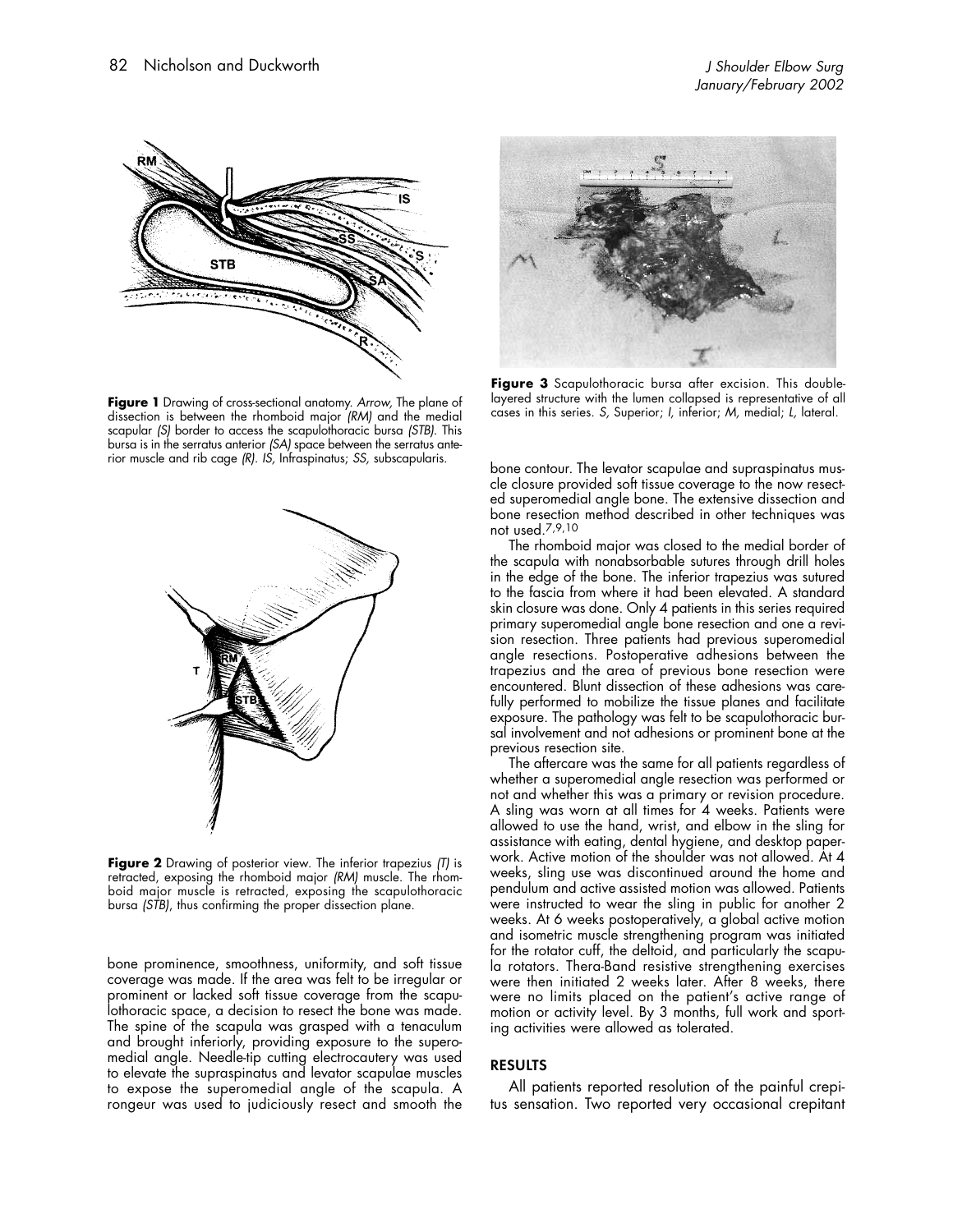**Figure 1** Drawing of cross-sectional anatomy. *Arrow,* The plane of dissection is between the rhomboid major *(RM)* and the medial scapular *(S)* border to access the scapulothoracic bursa *(STB)*. This bursa is in the serratus anterior *(SA)* space between the serratus anterior muscle and rib cage *(R)*. *IS,* Infraspinatus; *SS,* subscapularis.

**Figure 2** Drawing of posterior view. The inferior trapezius *(T)* is retracted, exposing the rhomboid major *(RM)* muscle. The rhomboid major muscle is retracted, exposing the scapulothoracic bursa *(STB)*, thus confirming the proper dissection plane.

bone prominence, smoothness, uniformity, and soft tissue coverage was made. If the area was felt to be irregular or prominent or lacked soft tissue coverage from the scapulothoracic space, a decision to resect the bone was made. The spine of the scapula was grasped with a tenaculum and brought inferiorly, providing exposure to the superomedial angle. Needle-tip cutting electrocautery was used to elevate the supraspinatus and levator scapulae muscles to expose the superomedial angle of the scapula. A rongeur was used to judiciously resect and smooth the bone contour. The levator scapulae and supraspinatus muscle closure provided soft tissue coverage to the now resected superomedial angle bone. The extensive dissection and bone resection method described in other techniques was not used.[7,9,10]

**Figure 3** Scapulothoracic bursa after excision. This double-layered structure with the lumen collapsed is representative of all cases in this series. *S,* Superior; *I,* inferior; *M,* medial; *L,* lateral.

The rhomboid major was closed to the medial border of the scapula with nonabsorbable sutures through drill holes in the edge of the bone. The inferior trapezius was sutured to the fascia from where it had been elevated. A standard skin closure was done. Only 4 patients in this series required primary superomedial angle bone resection and one a revision resection. Three patients had previous superomedial angle resections. Postoperative adhesions between the trapezius and the area of previous bone resection were encountered. Blunt dissection of these adhesions was carefully performed to mobilize the tissue planes and facilitate exposure. The pathology was felt to be scapulothoracic bursal involvement and not adhesions or prominent bone at the previous resection site.

The aftercare was the same for all patients regardless of whether a superomedial angle resection was performed or not and whether this was a primary or revision procedure. A sling was worn at all times for 4 weeks. Patients were allowed to use the hand, wrist, and elbow in the sling for assistance with eating, dental hygiene, and desktop paperwork. Active motion of the shoulder was not allowed. At 4 weeks, sling use was discontinued around the home and pendulum and active assisted motion was allowed. Patients were instructed to wear the sling in public for another 2 weeks. At 6 weeks postoperatively, a global active motion and isometric muscle strengthening program was initiated for the rotator cuff, the deltoid, and particularly the scapula rotators. Thera-Band resistive strengthening exercises were then initiated 2 weeks later. After 8 weeks, there were no limits placed on the patient's active range of motion or activity level. By 3 months, full work and sporting activities were allowed as tolerated.

## RESULTS

All patients reported resolution of the painful crepitus sensation. Two reported very occasional crepitant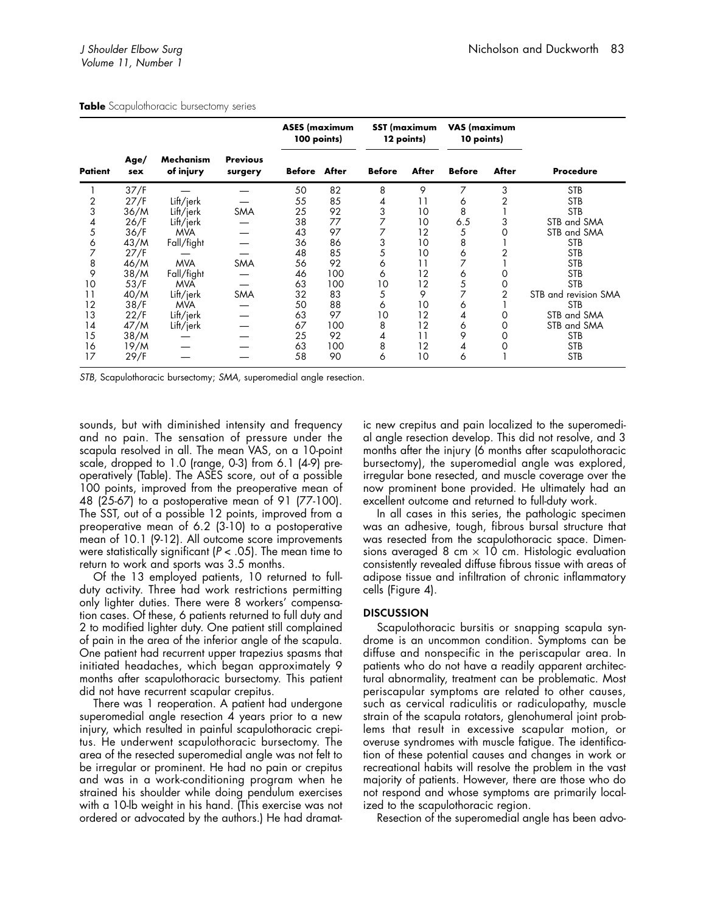**Table** Scapulothoracic bursectomy series

| Patient | Age/sex | Mechanism of injury | Previous surgery | ASES (maximum 100 points) | | SST (maximum 12 points) | | VAS (maximum 10 points) | | Procedure |
|---|---|---|---|---|---|---|---|---|---|---|
| | | | | Before | After | Before | After | Before | After | |
| 1 | 37/F | — | — | 50 | 82 | 8 | 9 | 7 | 3 | STB |
| 2 | 27/F | Lift/jerk | — | 55 | 85 | 4 | 11 | 6 | 2 | STB |
| 3 | 36/M | Lift/jerk | SMA | 25 | 92 | 3 | 10 | 8 | 1 | STB |
| 4 | 26/F | Lift/jerk | — | 38 | 77 | 7 | 10 | 6.5 | 3 | STB and SMA |
| 5 | 36/F | MVA | — | 43 | 97 | 7 | 12 | 5 | 0 | STB and SMA |
| 6 | 43/M | Fall/fight | — | 36 | 86 | 3 | 10 | 8 | 1 | STB |
| 7 | 27/F | — | — | 48 | 85 | 5 | 10 | 6 | 2 | STB |
| 8 | 46/M | MVA | SMA | 56 | 92 | 6 | 11 | 7 | 1 | STB |
| 9 | 38/M | Fall/fight | — | 46 | 100 | 6 | 12 | 6 | 0 | STB |
| 10 | 53/F | MVA | — | 63 | 100 | 10 | 12 | 5 | 0 | STB |
| 11 | 40/M | Lift/jerk | SMA | 32 | 83 | 5 | 9 | 7 | 2 | STB and revision SMA |
| 12 | 38/F | MVA | — | 50 | 88 | 6 | 10 | 6 | 1 | STB |
| 13 | 22/F | Lift/jerk | — | 63 | 97 | 10 | 12 | 4 | 0 | STB and SMA |
| 14 | 47/M | Lift/jerk | — | 67 | 100 | 8 | 12 | 6 | 0 | STB and SMA |
| 15 | 38/M | — | — | 25 | 92 | 4 | 11 | 9 | 0 | STB |
| 16 | 19/M | — | — | 63 | 100 | 8 | 12 | 4 | 0 | STB |
| 17 | 29/F | — | — | 58 | 90 | 6 | 10 | 6 | 1 | STB |

*STB,* Scapulothoracic bursectomy; *SMA,* superomedial angle resection.

sounds, but with diminished intensity and frequency and no pain. The sensation of pressure under the scapula resolved in all. The mean VAS, on a 10-point scale, dropped to 1.0 (range, 0-3) from 6.1 (4-9) preoperatively (Table). The ASES score, out of a possible 100 points, improved from the preoperative mean of 48 (25-67) to a postoperative mean of 91 (77-100). The SST, out of a possible 12 points, improved from a preoperative mean of 6.2 (3-10) to a postoperative mean of 10.1 (9-12). All outcome score improvements were statistically significant ($P < .05$). The mean time to return to work and sports was 3.5 months.

Of the 13 employed patients, 10 returned to full-duty activity. Three had work restrictions permitting only lighter duties. There were 8 workers' compensation cases. Of these, 6 patients returned to full duty and 2 to modified lighter duty. One patient still complained of pain in the area of the inferior angle of the scapula. One patient had recurrent upper trapezius spasms that initiated headaches, which began approximately 9 months after scapulothoracic bursectomy. This patient did not have recurrent scapular crepitus.

There was 1 reoperation. A patient had undergone superomedial angle resection 4 years prior to a new injury, which resulted in painful scapulothoracic crepitus. He underwent scapulothoracic bursectomy. The area of the resected superomedial angle was not felt to be irregular or prominent. He had no pain or crepitus and was in a work-conditioning program when he strained his shoulder while doing pendulum exercises with a 10-lb weight in his hand. (This exercise was not ordered or advocated by the authors.) He had dramatic new crepitus and pain localized to the superomedial angle resection develop. This did not resolve, and 3 months after the injury (6 months after scapulothoracic bursectomy), the superomedial angle was explored, irregular bone resected, and muscle coverage over the now prominent bone provided. He ultimately had an excellent outcome and returned to full-duty work.

In all cases in this series, the pathologic specimen was an adhesive, tough, fibrous bursal structure that was resected from the scapulothoracic space. Dimensions averaged 8 cm $\times$ 10 cm. Histologic evaluation consistently revealed diffuse fibrous tissue with areas of adipose tissue and infiltration of chronic inflammatory cells (Figure 4).

## DISCUSSION

Scapulothoracic bursitis or snapping scapula syndrome is an uncommon condition. Symptoms can be diffuse and nonspecific in the periscapular area. In patients who do not have a readily apparent architectural abnormality, treatment can be problematic. Most periscapular symptoms are related to other causes, such as cervical radiculitis or radiculopathy, muscle strain of the scapula rotators, glenohumeral joint problems that result in excessive scapular motion, or overuse syndromes with muscle fatigue. The identification of these potential causes and changes in work or recreational habits will resolve the problem in the vast majority of patients. However, there are those who do not respond and whose symptoms are primarily localized to the scapulothoracic region.

Resection of the superomedial angle has been advo-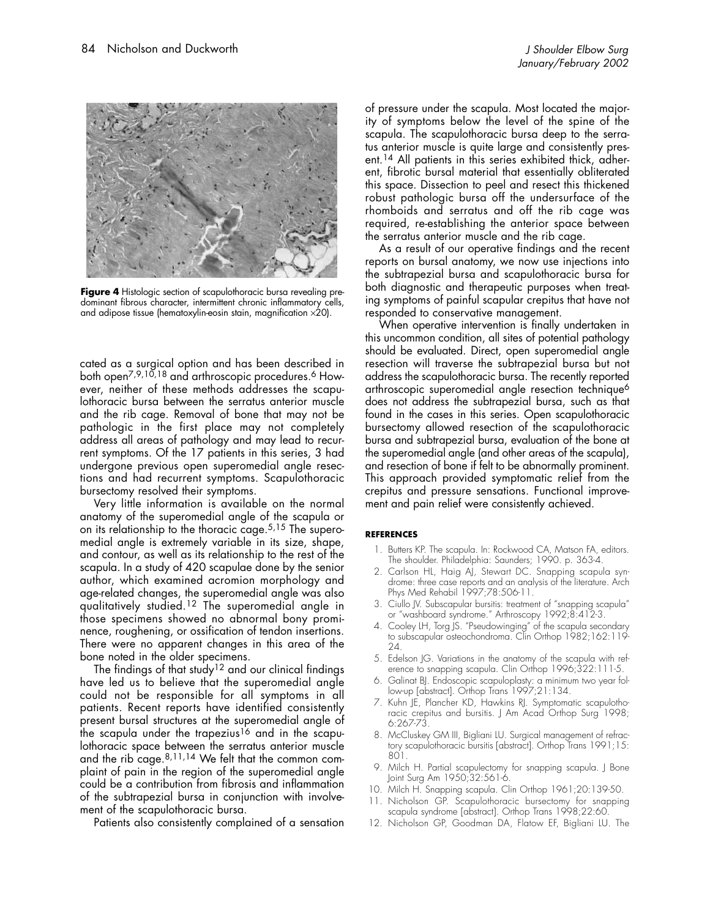**Figure 4** Histologic section of scapulothoracic bursa revealing predominant fibrous character, intermittent chronic inflammatory cells, and adipose tissue (hematoxylin-eosin stain, magnification ×20).

cated as a surgical option and has been described in both open[7,9,10,18] and arthroscopic procedures.[6] However, neither of these methods addresses the scapulothoracic bursa between the serratus anterior muscle and the rib cage. Removal of bone that may not be pathologic in the first place may not completely address all areas of pathology and may lead to recurrent symptoms. Of the 17 patients in this series, 3 had undergone previous open superomedial angle resections and had recurrent symptoms. Scapulothoracic bursectomy resolved their symptoms.

Very little information is available on the normal anatomy of the superomedial angle of the scapula or on its relationship to the thoracic cage.[5,15] The superomedial angle is extremely variable in its size, shape, and contour, as well as its relationship to the rest of the scapula. In a study of 420 scapulae done by the senior author, which examined acromion morphology and age-related changes, the superomedial angle was also qualitatively studied.[12] The superomedial angle in those specimens showed no abnormal bony prominence, roughening, or ossification of tendon insertions. There were no apparent changes in this area of the bone noted in the older specimens.

The findings of that study[12] and our clinical findings have led us to believe that the superomedial angle could not be responsible for all symptoms in all patients. Recent reports have identified consistently present bursal structures at the superomedial angle of the scapula under the trapezius[16] and in the scapulothoracic space between the serratus anterior muscle and the rib cage.[8,11,14] We felt that the common complaint of pain in the region of the superomedial angle could be a contribution from fibrosis and inflammation of the subtrapezial bursa in conjunction with involvement of the scapulothoracic bursa.

Patients also consistently complained of a sensation of pressure under the scapula. Most located the majority of symptoms below the level of the spine of the scapula. The scapulothoracic bursa deep to the serratus anterior muscle is quite large and consistently present.[14] All patients in this series exhibited thick, adherent, fibrotic bursal material that essentially obliterated this space. Dissection to peel and resect this thickened robust pathologic bursa off the undersurface of the rhomboids and serratus and off the rib cage was required, re-establishing the anterior space between the serratus anterior muscle and the rib cage.

As a result of our operative findings and the recent reports on bursal anatomy, we now use injections into the subtrapezial bursa and scapulothoracic bursa for both diagnostic and therapeutic purposes when treating symptoms of painful scapular crepitus that have not responded to conservative management.

When operative intervention is finally undertaken in this uncommon condition, all sites of potential pathology should be evaluated. Direct, open superomedial angle resection will traverse the subtrapezial bursa but not address the scapulothoracic bursa. The recently reported arthroscopic superomedial angle resection technique[6] does not address the subtrapezial bursa, such as that found in the cases in this series. Open scapulothoracic bursectomy allowed resection of the scapulothoracic bursa and subtrapezial bursa, evaluation of the bone at the superomedial angle (and other areas of the scapula), and resection of bone if felt to be abnormally prominent. This approach provided symptomatic relief from the crepitus and pressure sensations. Functional improvement and pain relief were consistently achieved.

## REFERENCES

1. Butters KP. The scapula. In: Rockwood CA, Matson FA, editors. The shoulder. Philadelphia: Saunders; 1990. p. 363-4.
2. Carlson HL, Haig AJ, Stewart DC. Snapping scapula syndrome: three case reports and an analysis of the literature. Arch Phys Med Rehabil 1997;78:506-11.
3. Ciullo JV. Subscapular bursitis: treatment of "snapping scapula" or "washboard syndrome." Arthroscopy 1992;8:412-3.
4. Cooley LH, Torg JS. "Pseudowinging" of the scapula secondary to subscapular osteochondroma. Clin Orthop 1982;162:119-24.
5. Edelson JG. Variations in the anatomy of the scapula with reference to snapping scapula. Clin Orthop 1996;322:111-5.
6. Galinat BJ. Endoscopic scapuloplasty: a minimum two year follow-up [abstract]. Orthop Trans 1997;21:134.
7. Kuhn JE, Plancher KD, Hawkins RJ. Symptomatic scapulothoracic crepitus and bursitis. J Am Acad Orthop Surg 1998; 6:267-73.
8. McCluskey GM III, Bigliani LU. Surgical management of refractory scapulothoracic bursitis [abstract]. Orthop Trans 1991;15: 801.
9. Milch H. Partial scapulectomy for snapping scapula. J Bone Joint Surg Am 1950;32:561-6.
10. Milch H. Snapping scapula. Clin Orthop 1961;20:139-50.
11. Nicholson GP. Scapulothoracic bursectomy for snapping scapula syndrome [abstract]. Orthop Trans 1998;22:60.
12. Nicholson GP, Goodman DA, Flatow EF, Bigliani LU. The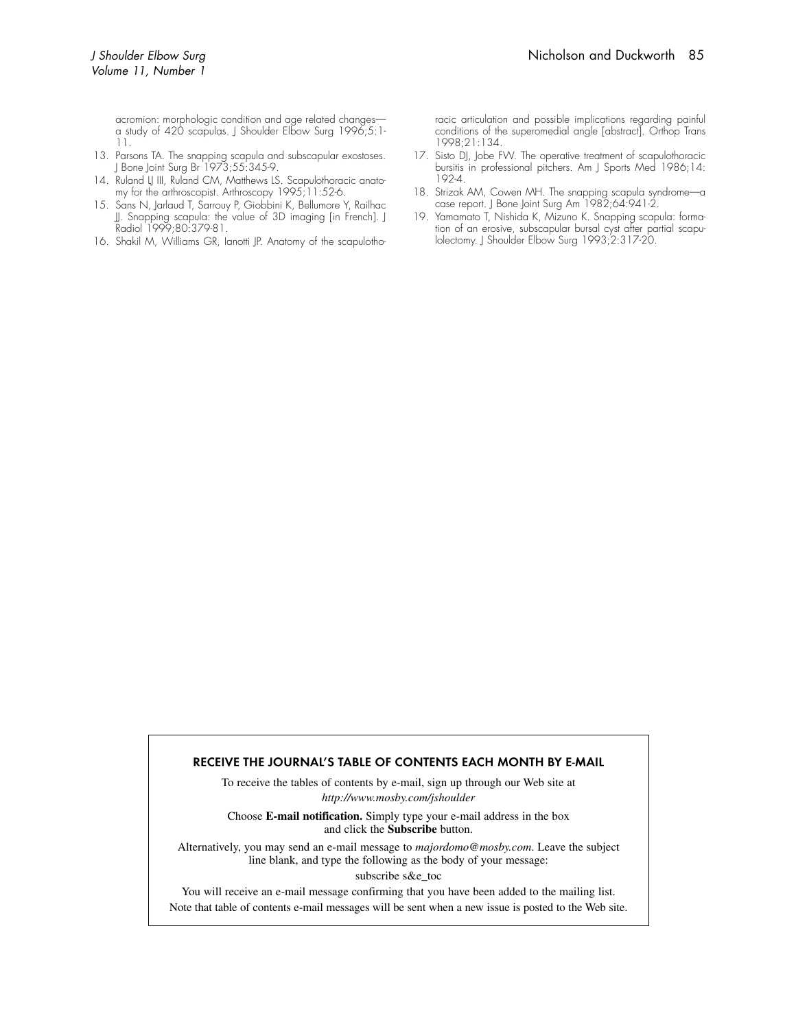acromion: morphologic condition and age related changes—a study of 420 scapulas. J Shoulder Elbow Surg 1996;5:1-11.

13. Parsons TA. The snapping scapula and subscapular exostoses. J Bone Joint Surg Br 1973;55:345-9.
14. Ruland LJ III, Ruland CM, Matthews LS. Scapulothoracic anatomy for the arthroscopist. Arthroscopy 1995;11:52-6.
15. Sans N, Jarlaud T, Sarrouy P, Giobbini K, Bellumore Y, Railhac JJ. Snapping scapula: the value of 3D imaging [in French]. J Radiol 1999;80:379-81.
16. Shakil M, Williams GR, Ianotti JP. Anatomy of the scapulothoracic articulation and possible implications regarding painful conditions of the superomedial angle [abstract]. Orthop Trans 1998;21:134.
17. Sisto DJ, Jobe FW. The operative treatment of scapulothoracic bursitis in professional pitchers. Am J Sports Med 1986;14:192-4.
18. Strizak AM, Cowen MH. The snapping scapula syndrome—a case report. J Bone Joint Surg Am 1982;64:941-2.
19. Yamamato T, Nishida K, Mizuno K. Snapping scapula: formation of an erosive, subscapular bursal cyst after partial scapulolectomy. J Shoulder Elbow Surg 1993;2:317-20.

**RECEIVE THE JOURNAL'S TABLE OF CONTENTS EACH MONTH BY E-MAIL**

To receive the tables of contents by e-mail, sign up through our Web site at *http://www.mosby.com/jshoulder*

Choose **E-mail notification.** Simply type your e-mail address in the box and click the **Subscribe** button.

Alternatively, you may send an e-mail message to *majordomo@mosby.com*. Leave the subject line blank, and type the following as the body of your message:

subscribe s&e_toc

You will receive an e-mail message confirming that you have been added to the mailing list.
Note that table of contents e-mail messages will be sent when a new issue is posted to the Web site.